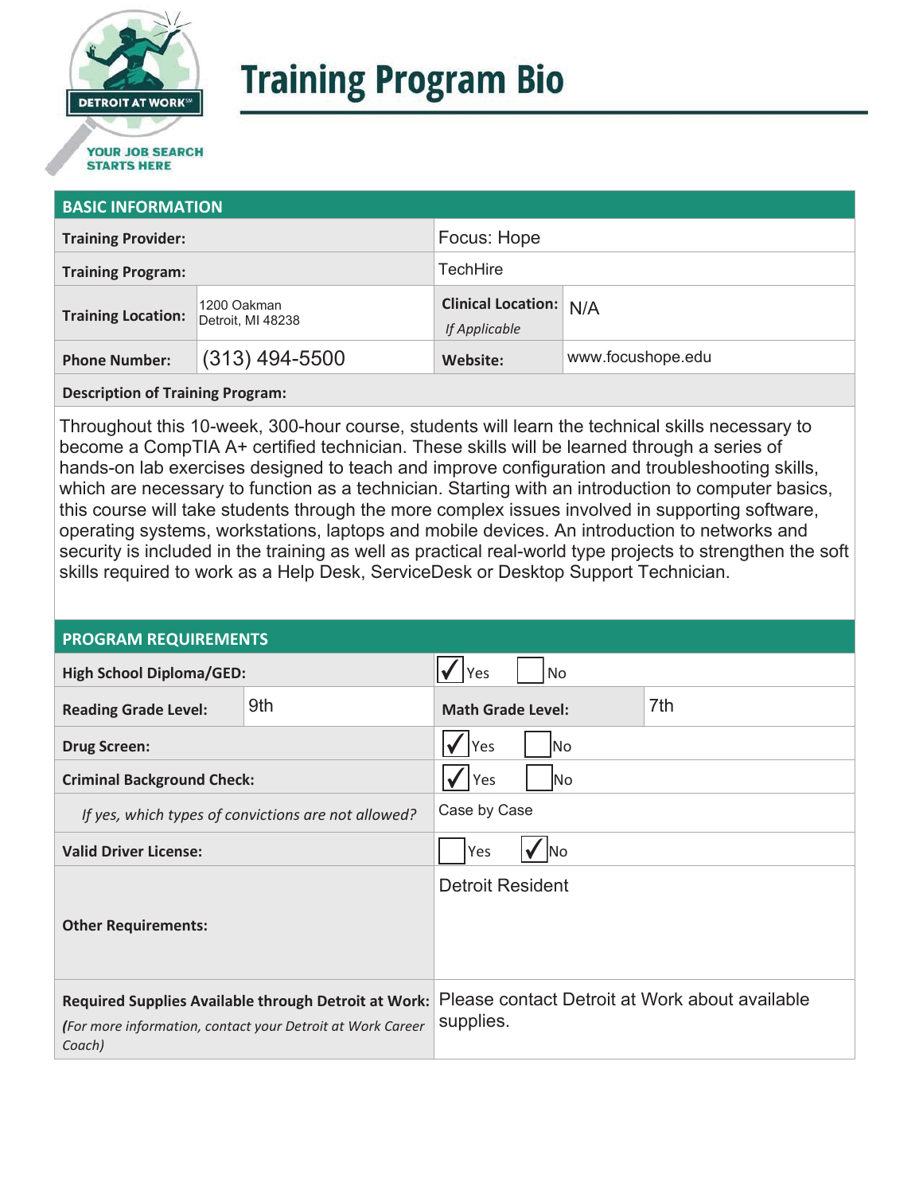DETROIT AT WORK℠

YOUR JOB SEARCH STARTS HERE

# Training Program Bio

## BASIC INFORMATION

| | | | |
|---|---|---|---|
| **Training Provider:** | | Focus: Hope | |
| **Training Program:** | | TechHire | |
| **Training Location:** | 1200 Oakman<br>Detroit, MI 48238 | **Clinical Location:**<br>*If Applicable* | N/A |
| **Phone Number:** | (313) 494-5500 | **Website:** | www.focushope.edu |

**Description of Training Program:**

Throughout this 10-week, 300-hour course, students will learn the technical skills necessary to become a CompTIA A+ certified technician. These skills will be learned through a series of hands-on lab exercises designed to teach and improve configuration and troubleshooting skills, which are necessary to function as a technician. Starting with an introduction to computer basics, this course will take students through the more complex issues involved in supporting software, operating systems, workstations, laptops and mobile devices. An introduction to networks and security is included in the training as well as practical real-world type projects to strengthen the soft skills required to work as a Help Desk, ServiceDesk or Desktop Support Technician.

## PROGRAM REQUIREMENTS

| | | | |
|---|---|---|---|
| **High School Diploma/GED:** | | ☑ Yes ☐ No | |
| **Reading Grade Level:** | 9th | **Math Grade Level:** | 7th |
| **Drug Screen:** | | ☑ Yes ☐ No | |
| **Criminal Background Check:** | | ☑ Yes ☐ No | |
| *If yes, which types of convictions are not allowed?* | | Case by Case | |
| **Valid Driver License:** | | ☐ Yes ☑ No | |
| **Other Requirements:** | | Detroit Resident | |
| **Required Supplies Available through Detroit at Work:**<br>*(For more information, contact your Detroit at Work Career Coach)* | | Please contact Detroit at Work about available supplies. | |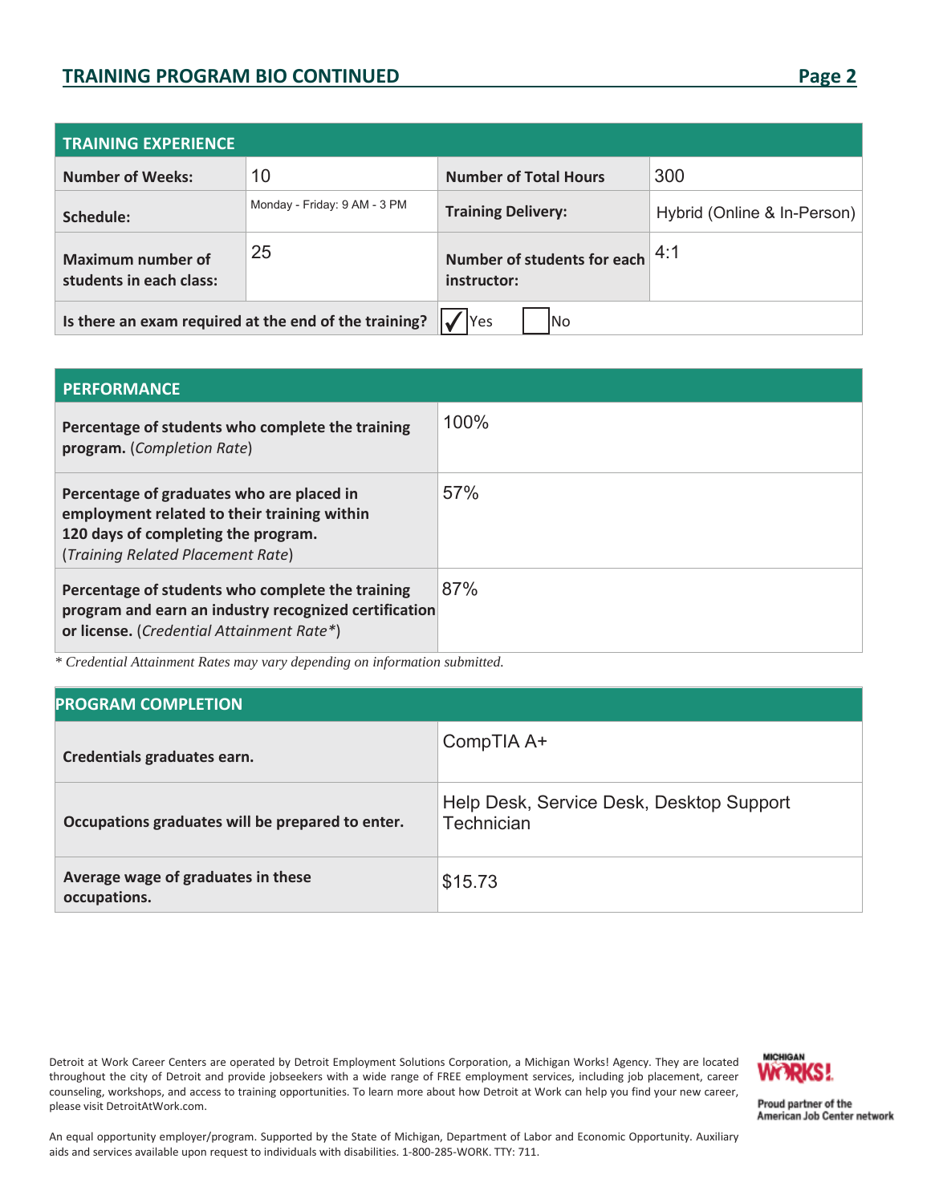## TRAINING PROGRAM BIO CONTINUED

| TRAINING EXPERIENCE | | | |
|---|---|---|---|
| **Number of Weeks:** | 10 | **Number of Total Hours** | 300 |
| **Schedule:** | Monday - Friday: 9 AM - 3 PM | **Training Delivery:** | Hybrid (Online & In-Person) |
| **Maximum number of students in each class:** | 25 | **Number of students for each instructor:** | 4:1 |
| **Is there an exam required at the end of the training?** | | ☑ Yes | ☐ No |

| PERFORMANCE | |
|---|---|
| **Percentage of students who complete the training program.** (*Completion Rate*) | 100% |
| **Percentage of graduates who are placed in employment related to their training within 120 days of completing the program.** (*Training Related Placement Rate*) | 57% |
| **Percentage of students who complete the training program and earn an industry recognized certification or license.** (*Credential Attainment Rate**) | 87% |

*\* Credential Attainment Rates may vary depending on information submitted.*

| PROGRAM COMPLETION | |
|---|---|
| **Credentials graduates earn.** | CompTIA A+ |
| **Occupations graduates will be prepared to enter.** | Help Desk, Service Desk, Desktop Support Technician |
| **Average wage of graduates in these occupations.** | $15.73 |

Detroit at Work Career Centers are operated by Detroit Employment Solutions Corporation, a Michigan Works! Agency. They are located throughout the city of Detroit and provide jobseekers with a wide range of FREE employment services, including job placement, career counseling, workshops, and access to training opportunities. To learn more about how Detroit at Work can help you find your new career, please visit DetroitAtWork.com.

MICHIGAN WORKS!

Proud partner of the American Job Center network

An equal opportunity employer/program. Supported by the State of Michigan, Department of Labor and Economic Opportunity. Auxiliary aids and services available upon request to individuals with disabilities. 1-800-285-WORK. TTY: 711.